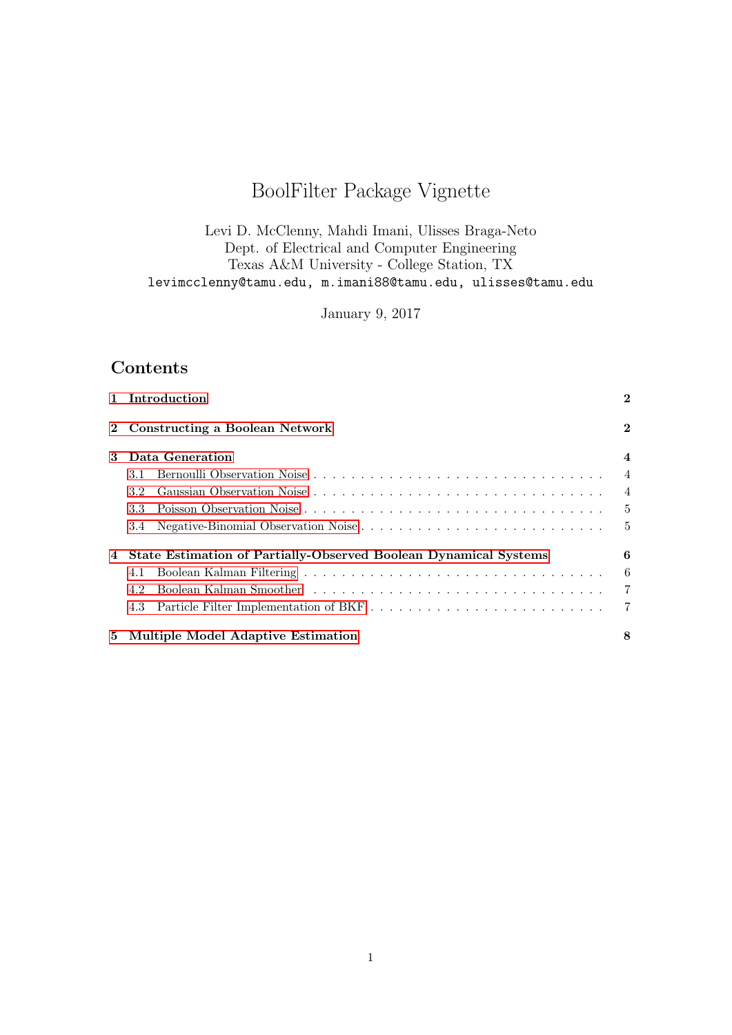# BoolFilter Package Vignette

Levi D. McClenny, Mahdi Imani, Ulisses Braga-Neto
Dept. of Electrical and Computer Engineering
Texas A&M University - College Station, TX
levimcclenny@tamu.edu, m.imani88@tamu.edu, ulisses@tamu.edu

January 9, 2017

## Contents

**1 Introduction** ..... **2**

**2 Constructing a Boolean Network** ..... **2**

**3 Data Generation** ..... **4**
- 3.1 Bernoulli Observation Noise ..... 4
- 3.2 Gaussian Observation Noise ..... 4
- 3.3 Poisson Observation Noise ..... 5
- 3.4 Negative-Binomial Observation Noise ..... 5

**4 State Estimation of Partially-Observed Boolean Dynamical Systems** ..... **6**
- 4.1 Boolean Kalman Filtering ..... 6
- 4.2 Boolean Kalman Smoother ..... 7
- 4.3 Particle Filter Implementation of BKF ..... 7

**5 Multiple Model Adaptive Estimation** ..... **8**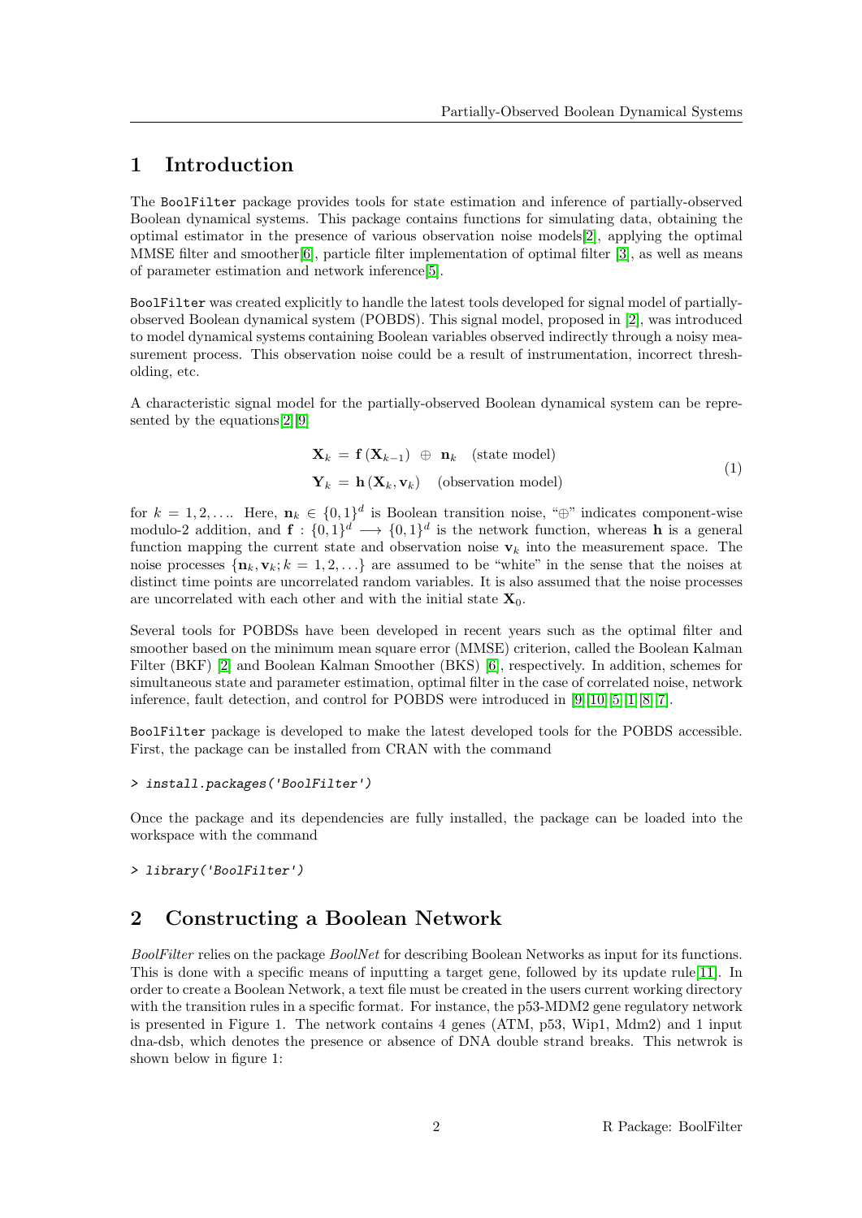# 1 Introduction

The `BoolFilter` package provides tools for state estimation and inference of partially-observed Boolean dynamical systems. This package contains functions for simulating data, obtaining the optimal estimator in the presence of various observation noise models[2], applying the optimal MMSE filter and smoother[6], particle filter implementation of optimal filter [3], as well as means of parameter estimation and network inference[5].

`BoolFilter` was created explicitly to handle the latest tools developed for signal model of partially-observed Boolean dynamical system (POBDS). This signal model, proposed in [2], was introduced to model dynamical systems containing Boolean variables observed indirectly through a noisy measurement process. This observation noise could be a result of instrumentation, incorrect thresholding, etc.

A characteristic signal model for the partially-observed Boolean dynamical system can be represented by the equations[2][9]

$$
\begin{aligned}
\mathbf{X}_k &= \mathbf{f}\left(\mathbf{X}_{k-1}\right) \;\oplus\; \mathbf{n}_k \quad \text{(state model)} \\
\mathbf{Y}_k &= \mathbf{h}\left(\mathbf{X}_k, \mathbf{v}_k\right) \quad \text{(observation model)}
\end{aligned}
\tag{1}
$$

for $k = 1, 2, \ldots$. Here, $\mathbf{n}_k \in \{0,1\}^d$ is Boolean transition noise, "$\oplus$" indicates component-wise modulo-2 addition, and $\mathbf{f} : \{0,1\}^d \longrightarrow \{0,1\}^d$ is the network function, whereas $\mathbf{h}$ is a general function mapping the current state and observation noise $\mathbf{v}_k$ into the measurement space. The noise processes $\{\mathbf{n}_k, \mathbf{v}_k; k = 1, 2, \ldots\}$ are assumed to be "white" in the sense that the noises at distinct time points are uncorrelated random variables. It is also assumed that the noise processes are uncorrelated with each other and with the initial state $\mathbf{X}_0$.

Several tools for POBDSs have been developed in recent years such as the optimal filter and smoother based on the minimum mean square error (MMSE) criterion, called the Boolean Kalman Filter (BKF) [2] and Boolean Kalman Smoother (BKS) [6], respectively. In addition, schemes for simultaneous state and parameter estimation, optimal filter in the case of correlated noise, network inference, fault detection, and control for POBDS were introduced in [9][10][5][1][8][7].

`BoolFilter` package is developed to make the latest developed tools for the POBDS accessible. First, the package can be installed from CRAN with the command

```
> install.packages('BoolFilter')
```

Once the package and its dependencies are fully installed, the package can be loaded into the workspace with the command

```
> library('BoolFilter')
```

# 2 Constructing a Boolean Network

*BoolFilter* relies on the package *BoolNet* for describing Boolean Networks as input for its functions. This is done with a specific means of inputting a target gene, followed by its update rule[11]. In order to create a Boolean Network, a text file must be created in the users current working directory with the transition rules in a specific format. For instance, the p53-MDM2 gene regulatory network is presented in Figure 1. The network contains 4 genes (ATM, p53, Wip1, Mdm2) and 1 input dna-dsb, which denotes the presence or absence of DNA double strand breaks. This netwrok is shown below in figure 1: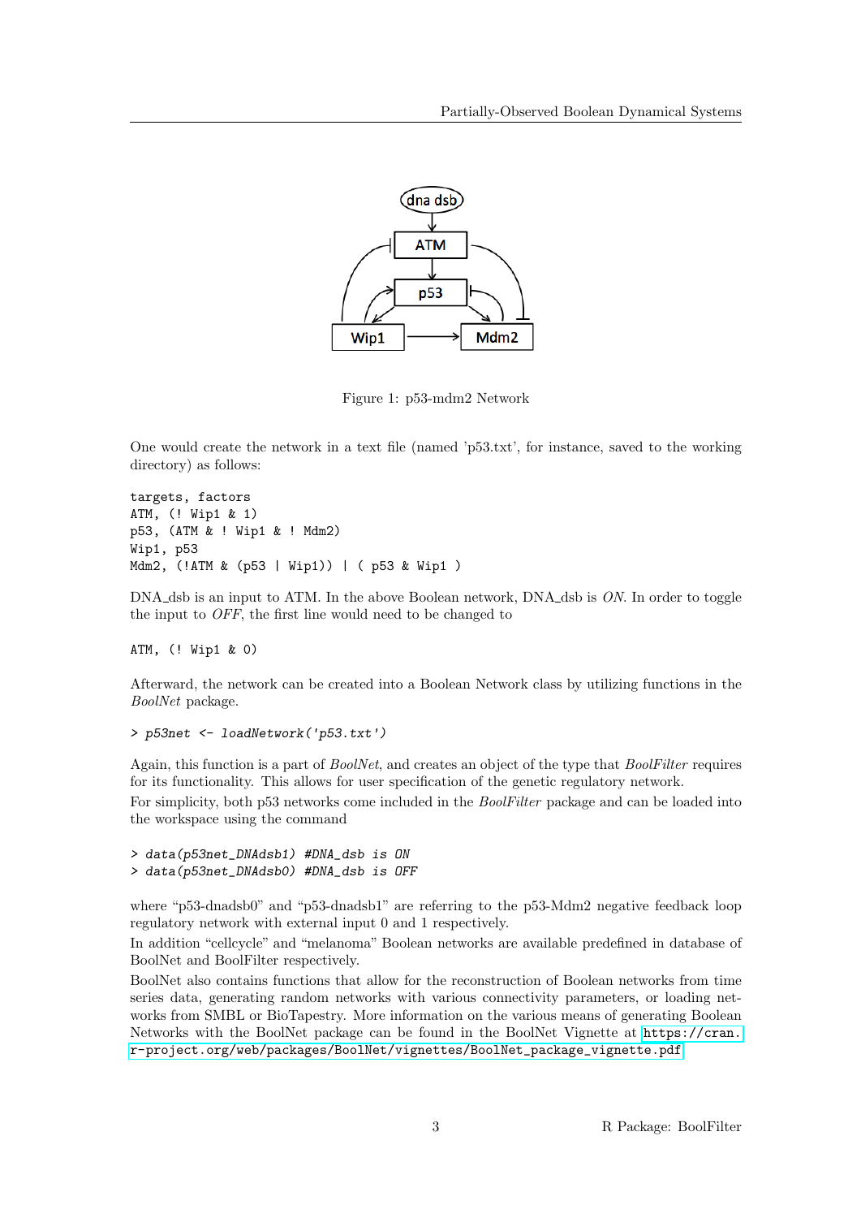Figure 1: p53-mdm2 Network

One would create the network in a text file (named 'p53.txt', for instance, saved to the working directory) as follows:

```
targets, factors
ATM, (! Wip1 & 1)
p53, (ATM & ! Wip1 & ! Mdm2)
Wip1, p53
Mdm2, (!ATM & (p53 | Wip1)) | ( p53 & Wip1 )
```

DNA_dsb is an input to ATM. In the above Boolean network, DNA_dsb is *ON*. In order to toggle the input to *OFF*, the first line would need to be changed to

```
ATM, (! Wip1 & 0)
```

Afterward, the network can be created into a Boolean Network class by utilizing functions in the *BoolNet* package.

```
> p53net <- loadNetwork('p53.txt')
```

Again, this function is a part of *BoolNet*, and creates an object of the type that *BoolFilter* requires for its functionality. This allows for user specification of the genetic regulatory network.

For simplicity, both p53 networks come included in the *BoolFilter* package and can be loaded into the workspace using the command

```
> data(p53net_DNAdsb1) #DNA_dsb is ON
> data(p53net_DNAdsb0) #DNA_dsb is OFF
```

where "p53-dnadsb0" and "p53-dnadsb1" are referring to the p53-Mdm2 negative feedback loop regulatory network with external input 0 and 1 respectively.

In addition "cellcycle" and "melanoma" Boolean networks are available predefined in database of BoolNet and BoolFilter respectively.

BoolNet also contains functions that allow for the reconstruction of Boolean networks from time series data, generating random networks with various connectivity parameters, or loading networks from SMBL or BioTapestry. More information on the various means of generating Boolean Networks with the BoolNet package can be found in the BoolNet Vignette at https://cran.r-project.org/web/packages/BoolNet/vignettes/BoolNet_package_vignette.pdf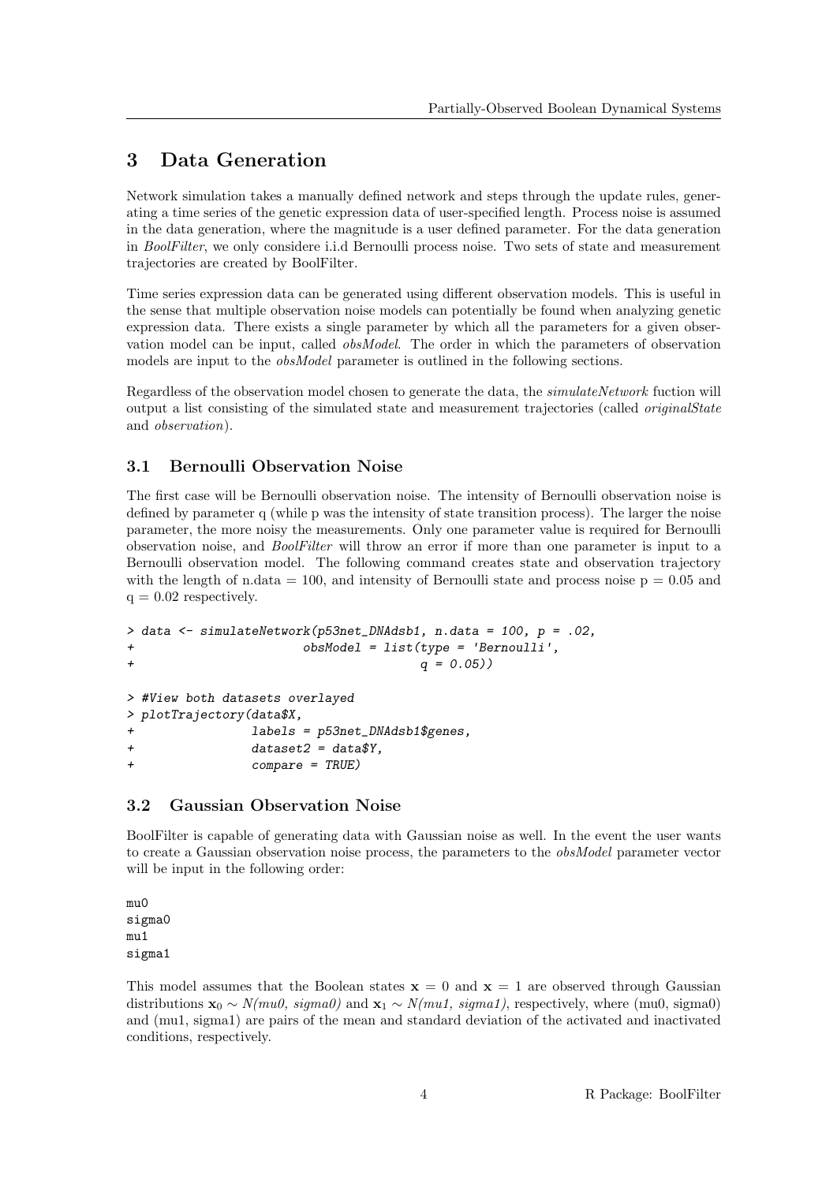# 3 Data Generation

Network simulation takes a manually defined network and steps through the update rules, generating a time series of the genetic expression data of user-specified length. Process noise is assumed in the data generation, where the magnitude is a user defined parameter. For the data generation in *BoolFilter*, we only considere i.i.d Bernoulli process noise. Two sets of state and measurement trajectories are created by BoolFilter.

Time series expression data can be generated using different observation models. This is useful in the sense that multiple observation noise models can potentially be found when analyzing genetic expression data. There exists a single parameter by which all the parameters for a given observation model can be input, called *obsModel*. The order in which the parameters of observation models are input to the *obsModel* parameter is outlined in the following sections.

Regardless of the observation model chosen to generate the data, the *simulateNetwork* fuction will output a list consisting of the simulated state and measurement trajectories (called *originalState* and *observation*).

## 3.1 Bernoulli Observation Noise

The first case will be Bernoulli observation noise. The intensity of Bernoulli observation noise is defined by parameter q (while p was the intensity of state transition process). The larger the noise parameter, the more noisy the measurements. Only one parameter value is required for Bernoulli observation noise, and *BoolFilter* will throw an error if more than one parameter is input to a Bernoulli observation model. The following command creates state and observation trajectory with the length of n.data = 100, and intensity of Bernoulli state and process noise p = 0.05 and q = 0.02 respectively.

```
> data <- simulateNetwork(p53net_DNAdsb1, n.data = 100, p = .02,
+                         obsModel = list(type = 'Bernoulli',
+                                         q = 0.05))

> #View both datasets overlayed
> plotTrajectory(data$X,
+                labels = p53net_DNAdsb1$genes,
+                dataset2 = data$Y,
+                compare = TRUE)
```

## 3.2 Gaussian Observation Noise

BoolFilter is capable of generating data with Gaussian noise as well. In the event the user wants to create a Gaussian observation noise process, the parameters to the *obsModel* parameter vector will be input in the following order:

```
mu0
sigma0
mu1
sigma1
```

This model assumes that the Boolean states $\mathbf{x} = 0$ and $\mathbf{x} = 1$ are observed through Gaussian distributions $\mathbf{x}_0 \sim N(mu0,\ sigma0)$ and $\mathbf{x}_1 \sim N(mu1,\ sigma1)$, respectively, where (mu0, sigma0) and (mu1, sigma1) are pairs of the mean and standard deviation of the activated and inactivated conditions, respectively.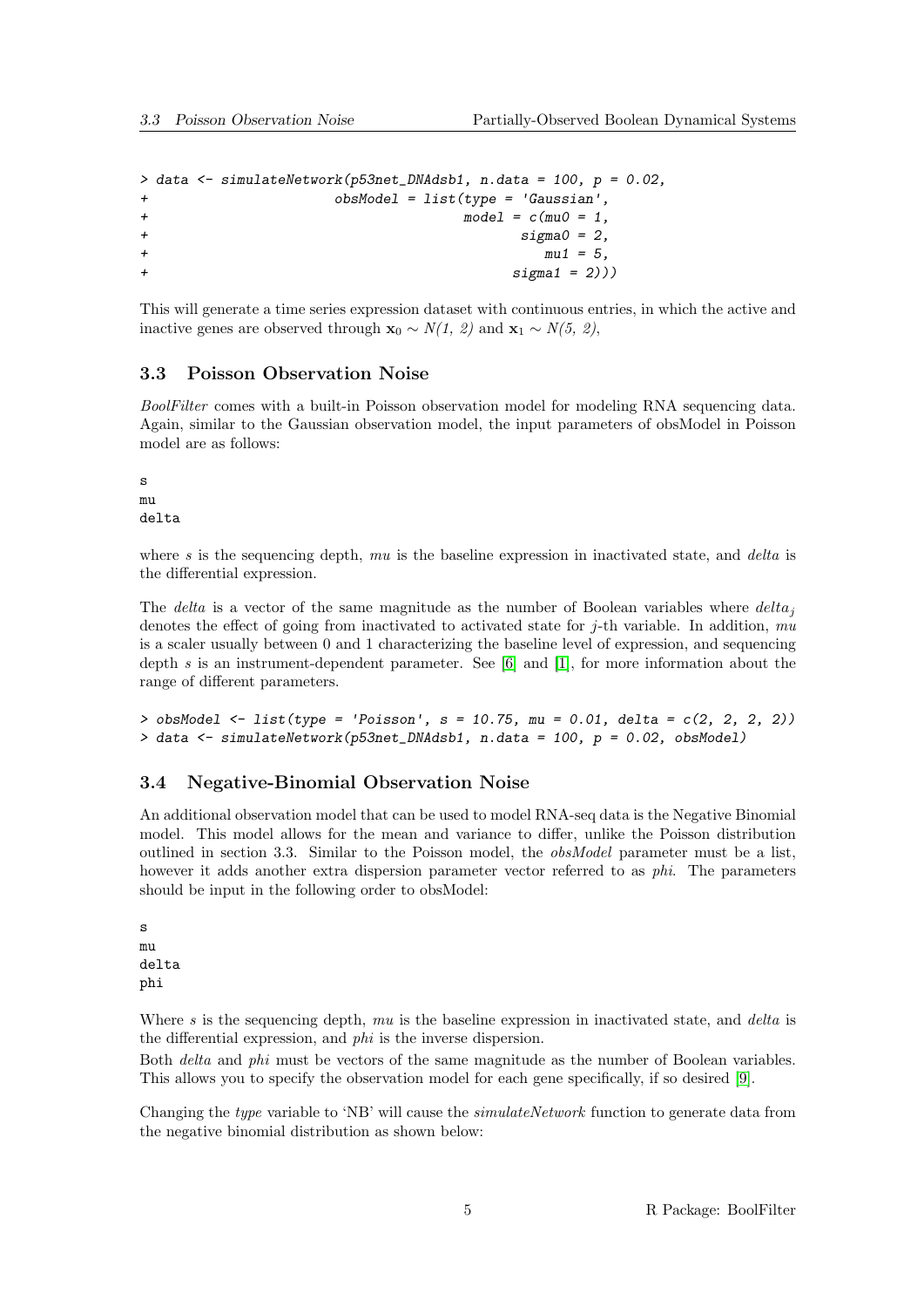```
> data <- simulateNetwork(p53net_DNAdsb1, n.data = 100, p = 0.02,
+                        obsModel = list(type = 'Gaussian',
+                                   model = c(mu0 = 1,
+                                             sigma0 = 2,
+                                                mu1 = 5,
+                                             sigma1 = 2)))
```

This will generate a time series expression dataset with continuous entries, in which the active and inactive genes are observed through $\mathbf{x}_0 \sim N(1,\ 2)$ and $\mathbf{x}_1 \sim N(5,\ 2)$,

### 3.3 Poisson Observation Noise

*BoolFilter* comes with a built-in Poisson observation model for modeling RNA sequencing data. Again, similar to the Gaussian observation model, the input parameters of obsModel in Poisson model are as follows:

```
s
mu
delta
```

where *s* is the sequencing depth, *mu* is the baseline expression in inactivated state, and *delta* is the differential expression.

The *delta* is a vector of the same magnitude as the number of Boolean variables where $delta_j$ denotes the effect of going from inactivated to activated state for $j$-th variable. In addition, *mu* is a scaler usually between 0 and 1 characterizing the baseline level of expression, and sequencing depth *s* is an instrument-dependent parameter. See [6] and [1], for more information about the range of different parameters.

```
> obsModel <- list(type = 'Poisson', s = 10.75, mu = 0.01, delta = c(2, 2, 2, 2))
> data <- simulateNetwork(p53net_DNAdsb1, n.data = 100, p = 0.02, obsModel)
```

### 3.4 Negative-Binomial Observation Noise

An additional observation model that can be used to model RNA-seq data is the Negative Binomial model. This model allows for the mean and variance to differ, unlike the Poisson distribution outlined in section 3.3. Similar to the Poisson model, the *obsModel* parameter must be a list, however it adds another extra dispersion parameter vector referred to as *phi*. The parameters should be input in the following order to obsModel:

```
s
mu
delta
phi
```

Where *s* is the sequencing depth, *mu* is the baseline expression in inactivated state, and *delta* is the differential expression, and *phi* is the inverse dispersion.

Both *delta* and *phi* must be vectors of the same magnitude as the number of Boolean variables. This allows you to specify the observation model for each gene specifically, if so desired [9].

Changing the *type* variable to 'NB' will cause the *simulateNetwork* function to generate data from the negative binomial distribution as shown below: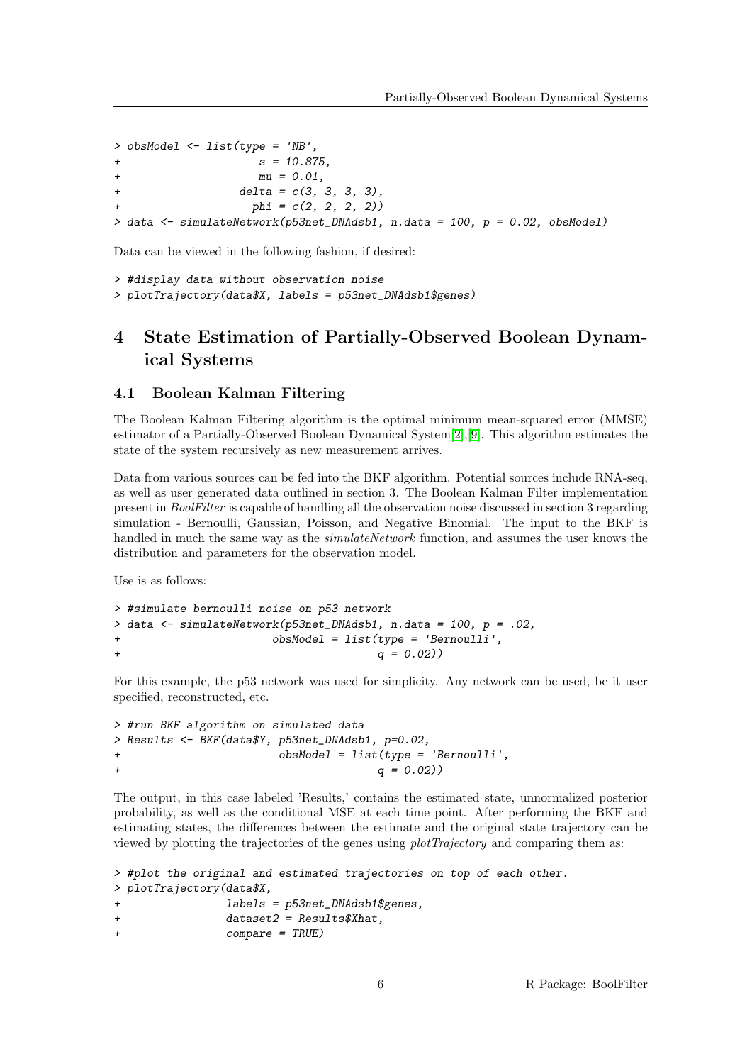```
> obsModel <- list(type = 'NB',
+                  s = 10.875,
+                  mu = 0.01,
+                  delta = c(3, 3, 3, 3),
+                  phi = c(2, 2, 2, 2))
> data <- simulateNetwork(p53net_DNAdsb1, n.data = 100, p = 0.02, obsModel)
```

Data can be viewed in the following fashion, if desired:

```
> #display data without observation noise
> plotTrajectory(data$X, labels = p53net_DNAdsb1$genes)
```

# 4 State Estimation of Partially-Observed Boolean Dynamical Systems

## 4.1 Boolean Kalman Filtering

The Boolean Kalman Filtering algorithm is the optimal minimum mean-squared error (MMSE) estimator of a Partially-Observed Boolean Dynamical System[2],[9]. This algorithm estimates the state of the system recursively as new measurement arrives.

Data from various sources can be fed into the BKF algorithm. Potential sources include RNA-seq, as well as user generated data outlined in section 3. The Boolean Kalman Filter implementation present in *BoolFilter* is capable of handling all the observation noise discussed in section 3 regarding simulation - Bernoulli, Gaussian, Poisson, and Negative Binomial. The input to the BKF is handled in much the same way as the *simulateNetwork* function, and assumes the user knows the distribution and parameters for the observation model.

Use is as follows:

```
> #simulate bernoulli noise on p53 network
> data <- simulateNetwork(p53net_DNAdsb1, n.data = 100, p = .02,
+                         obsModel = list(type = 'Bernoulli',
+                                         q = 0.02))
```

For this example, the p53 network was used for simplicity. Any network can be used, be it user specified, reconstructed, etc.

```
> #run BKF algorithm on simulated data
> Results <- BKF(data$Y, p53net_DNAdsb1, p=0.02,
+                         obsModel = list(type = 'Bernoulli',
+                                         q = 0.02))
```

The output, in this case labeled 'Results,' contains the estimated state, unnormalized posterior probability, as well as the conditional MSE at each time point. After performing the BKF and estimating states, the differences between the estimate and the original state trajectory can be viewed by plotting the trajectories of the genes using *plotTrajectory* and comparing them as:

```
> #plot the original and estimated trajectories on top of each other.
> plotTrajectory(data$X,
+                labels = p53net_DNAdsb1$genes,
+                dataset2 = Results$Xhat,
+                compare = TRUE)
```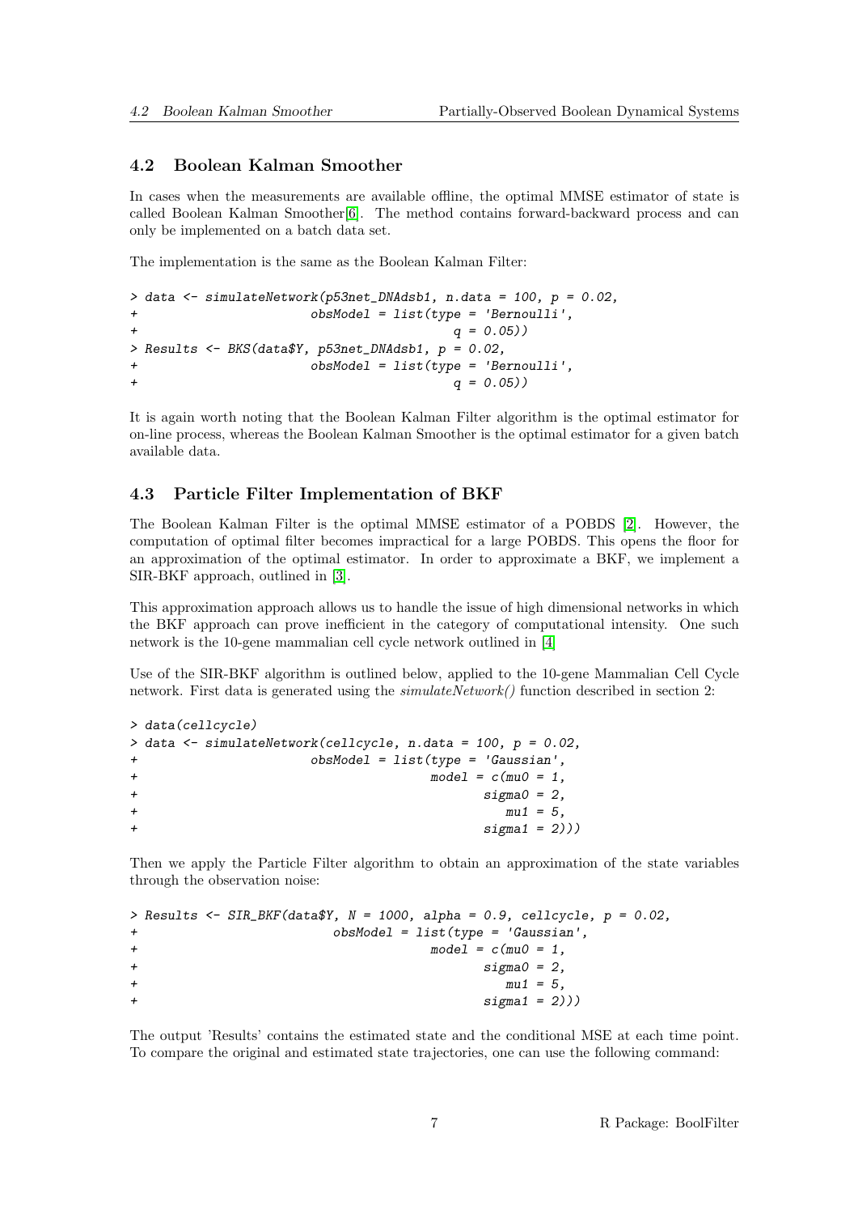### 4.2 Boolean Kalman Smoother

In cases when the measurements are available offline, the optimal MMSE estimator of state is called Boolean Kalman Smoother[6]. The method contains forward-backward process and can only be implemented on a batch data set.

The implementation is the same as the Boolean Kalman Filter:

```
> data <- simulateNetwork(p53net_DNAdsb1, n.data = 100, p = 0.02,
+                        obsModel = list(type = 'Bernoulli',
+                                        q = 0.05))
> Results <- BKS(data$Y, p53net_DNAdsb1, p = 0.02,
+                        obsModel = list(type = 'Bernoulli',
+                                        q = 0.05))
```

It is again worth noting that the Boolean Kalman Filter algorithm is the optimal estimator for on-line process, whereas the Boolean Kalman Smoother is the optimal estimator for a given batch available data.

### 4.3 Particle Filter Implementation of BKF

The Boolean Kalman Filter is the optimal MMSE estimator of a POBDS [2]. However, the computation of optimal filter becomes impractical for a large POBDS. This opens the floor for an approximation of the optimal estimator. In order to approximate a BKF, we implement a SIR-BKF approach, outlined in [3].

This approximation approach allows us to handle the issue of high dimensional networks in which the BKF approach can prove inefficient in the category of computational intensity. One such network is the 10-gene mammalian cell cycle network outlined in [4]

Use of the SIR-BKF algorithm is outlined below, applied to the 10-gene Mammalian Cell Cycle network. First data is generated using the *simulateNetwork()* function described in section 2:

```
> data(cellcycle)
> data <- simulateNetwork(cellcycle, n.data = 100, p = 0.02,
+                        obsModel = list(type = 'Gaussian',
+                                        model = c(mu0 = 1,
+                                                  sigma0 = 2,
+                                                     mu1 = 5,
+                                                  sigma1 = 2)))
```

Then we apply the Particle Filter algorithm to obtain an approximation of the state variables through the observation noise:

```
> Results <- SIR_BKF(data$Y, N = 1000, alpha = 0.9, cellcycle, p = 0.02,
+                          obsModel = list(type = 'Gaussian',
+                                        model = c(mu0 = 1,
+                                                  sigma0 = 2,
+                                                     mu1 = 5,
+                                                  sigma1 = 2)))
```

The output 'Results' contains the estimated state and the conditional MSE at each time point. To compare the original and estimated state trajectories, one can use the following command: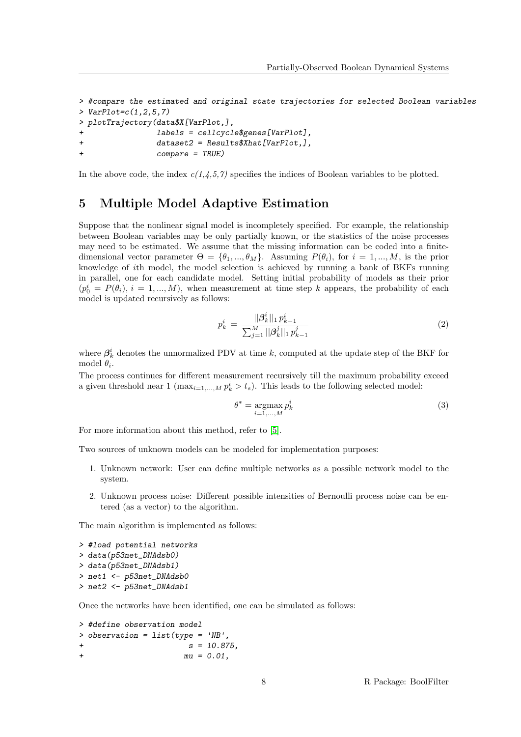```
> #compare the estimated and original state trajectories for selected Boolean variables
> VarPlot=c(1,2,5,7)
> plotTrajectory(data$X[VarPlot,],
+               labels = cellcycle$genes[VarPlot],
+               dataset2 = Results$Xhat[VarPlot,],
+               compare = TRUE)
```

In the above code, the index *c(1,4,5,7)* specifies the indices of Boolean variables to be plotted.

## 5 Multiple Model Adaptive Estimation

Suppose that the nonlinear signal model is incompletely specified. For example, the relationship between Boolean variables may be only partially known, or the statistics of the noise processes may need to be estimated. We assume that the missing information can be coded into a finite-dimensional vector parameter $\Theta = \{\theta_1, ..., \theta_M\}$. Assuming $P(\theta_i)$, for $i = 1, ..., M$, is the prior knowledge of $i$th model, the model selection is achieved by running a bank of BKFs running in parallel, one for each candidate model. Setting initial probability of models as their prior ($p_0^i = P(\theta_i)$, $i = 1, ..., M$), when measurement at time step $k$ appears, the probability of each model is updated recursively as follows:

$$p_k^i = \frac{||\boldsymbol{\beta}_k^i||_1 \, p_{k-1}^i}{\sum_{j=1}^{M} ||\boldsymbol{\beta}_k^j||_1 \, p_{k-1}^j} \tag{2}$$

where $\boldsymbol{\beta}_k^i$ denotes the unnormalized PDV at time $k$, computed at the update step of the BKF for model $\theta_i$.

The process continues for different measurement recursively till the maximum probability exceed a given threshold near 1 ($\max_{i=1,...,M} p_k^i > t_s$). This leads to the following selected model:

$$\theta^* = \underset{i=1,...,M}{\operatorname{argmax}} \, p_k^i \tag{3}$$

For more information about this method, refer to [5].

Two sources of unknown models can be modeled for implementation purposes:

1. Unknown network: User can define multiple networks as a possible network model to the system.
2. Unknown process noise: Different possible intensities of Bernoulli process noise can be entered (as a vector) to the algorithm.

The main algorithm is implemented as follows:

```
> #load potential networks
> data(p53net_DNAdsb0)
> data(p53net_DNAdsb1)
> net1 <- p53net_DNAdsb0
> net2 <- p53net_DNAdsb1
```

Once the networks have been identified, one can be simulated as follows:

```
> #define observation model
> observation = list(type = 'NB',
+                     s = 10.875,
+                    mu = 0.01,
```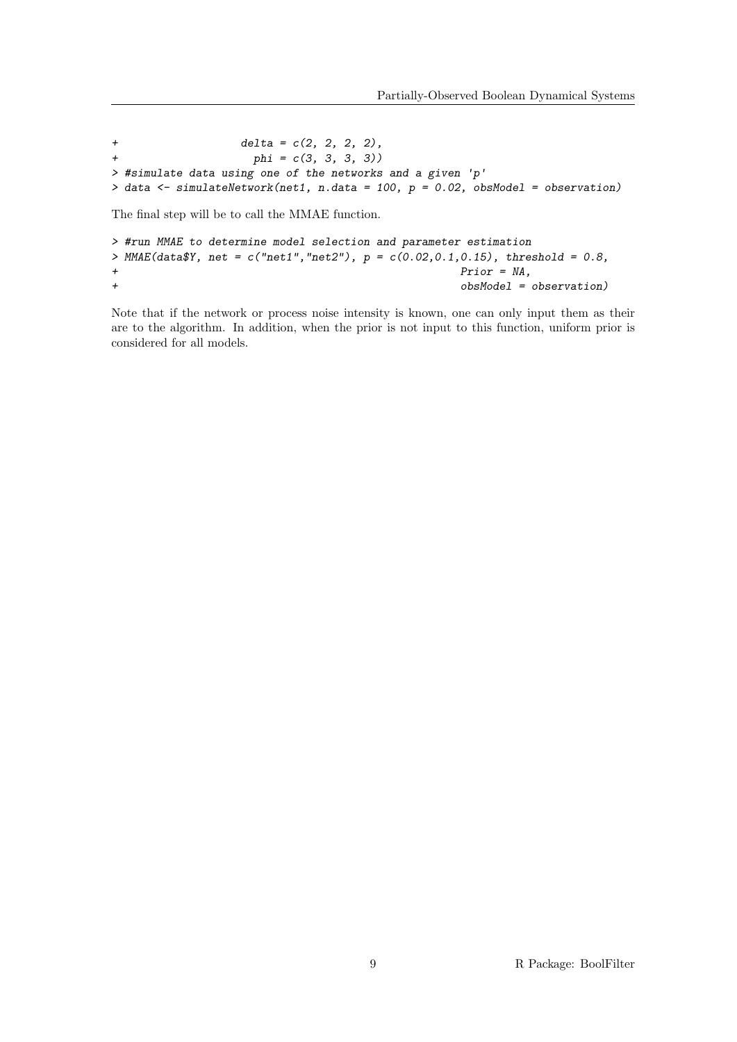```
+                  delta = c(2, 2, 2, 2),
+                    phi = c(3, 3, 3, 3))
> #simulate data using one of the networks and a given 'p'
> data <- simulateNetwork(net1, n.data = 100, p = 0.02, obsModel = observation)
```

The final step will be to call the MMAE function.

```
> #run MMAE to determine model selection and parameter estimation
> MMAE(data$Y, net = c("net1","net2"), p = c(0.02,0.1,0.15), threshold = 0.8,
+                                                    Prior = NA,
+                                                    obsModel = observation)
```

Note that if the network or process noise intensity is known, one can only input them as their are to the algorithm. In addition, when the prior is not input to this function, uniform prior is considered for all models.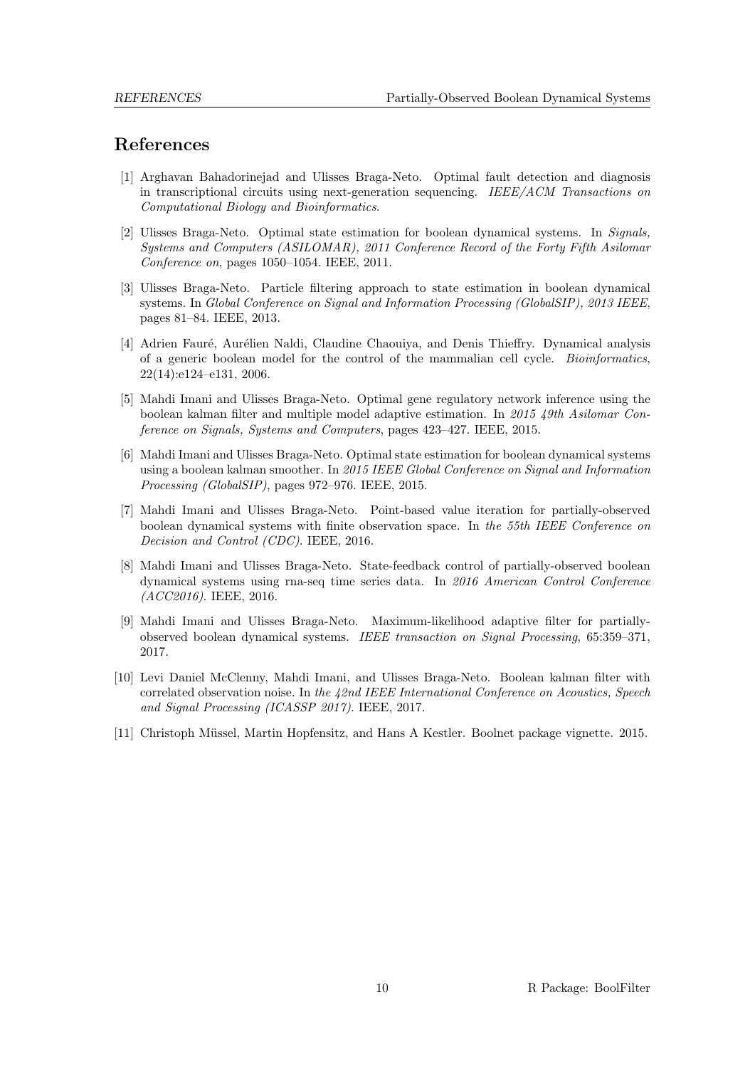# References

[1] Arghavan Bahadorinejad and Ulisses Braga-Neto. Optimal fault detection and diagnosis in transcriptional circuits using next-generation sequencing. *IEEE/ACM Transactions on Computational Biology and Bioinformatics*.

[2] Ulisses Braga-Neto. Optimal state estimation for boolean dynamical systems. In *Signals, Systems and Computers (ASILOMAR), 2011 Conference Record of the Forty Fifth Asilomar Conference on*, pages 1050–1054. IEEE, 2011.

[3] Ulisses Braga-Neto. Particle filtering approach to state estimation in boolean dynamical systems. In *Global Conference on Signal and Information Processing (GlobalSIP), 2013 IEEE*, pages 81–84. IEEE, 2013.

[4] Adrien Fauré, Aurélien Naldi, Claudine Chaouiya, and Denis Thieffry. Dynamical analysis of a generic boolean model for the control of the mammalian cell cycle. *Bioinformatics*, 22(14):e124–e131, 2006.

[5] Mahdi Imani and Ulisses Braga-Neto. Optimal gene regulatory network inference using the boolean kalman filter and multiple model adaptive estimation. In *2015 49th Asilomar Conference on Signals, Systems and Computers*, pages 423–427. IEEE, 2015.

[6] Mahdi Imani and Ulisses Braga-Neto. Optimal state estimation for boolean dynamical systems using a boolean kalman smoother. In *2015 IEEE Global Conference on Signal and Information Processing (GlobalSIP)*, pages 972–976. IEEE, 2015.

[7] Mahdi Imani and Ulisses Braga-Neto. Point-based value iteration for partially-observed boolean dynamical systems with finite observation space. In *the 55th IEEE Conference on Decision and Control (CDC)*. IEEE, 2016.

[8] Mahdi Imani and Ulisses Braga-Neto. State-feedback control of partially-observed boolean dynamical systems using rna-seq time series data. In *2016 American Control Conference (ACC2016)*. IEEE, 2016.

[9] Mahdi Imani and Ulisses Braga-Neto. Maximum-likelihood adaptive filter for partially-observed boolean dynamical systems. *IEEE transaction on Signal Processing*, 65:359–371, 2017.

[10] Levi Daniel McClenny, Mahdi Imani, and Ulisses Braga-Neto. Boolean kalman filter with correlated observation noise. In *the 42nd IEEE International Conference on Acoustics, Speech and Signal Processing (ICASSP 2017)*. IEEE, 2017.

[11] Christoph Müssel, Martin Hopfensitz, and Hans A Kestler. Boolnet package vignette. 2015.